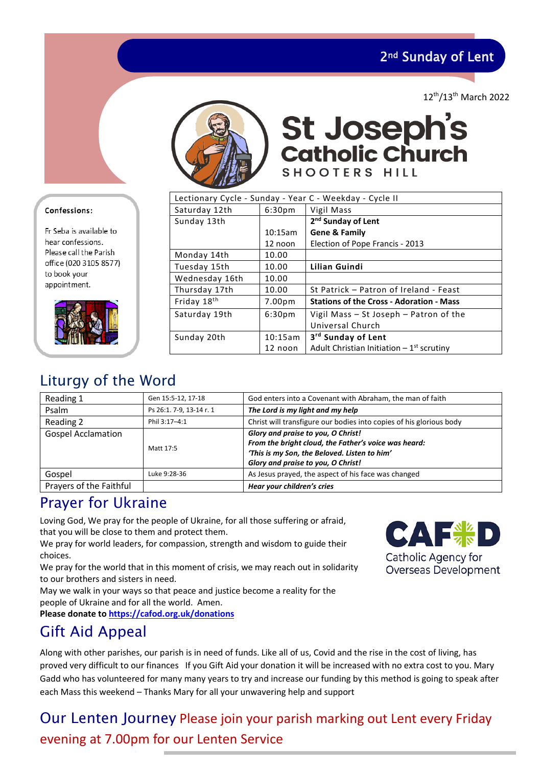## 2nd Sunday of Lent

12th/13th March 2022

# St Joseph's Catholic Church

SHOOTERS HILL

**Confessions:**

Fr Seba is available to hear confessions. Please call the Parish office (020 3105 8577) to book your appointment.

| Lectionary Cycle - Sunday - Year C - Weekday - Cycle II | | |
|---|---|---|
| Saturday 12th | 6:30pm | Vigil Mass |
| Sunday 13th | | **2nd Sunday of Lent** |
| | 10:15am | **Gene & Family** |
| | 12 noon | Election of Pope Francis - 2013 |
| Monday 14th | 10.00 | |
| Tuesday 15th | 10.00 | **Lilian Guindi** |
| Wednesday 16th | 10.00 | |
| Thursday 17th | 10.00 | St Patrick – Patron of Ireland - Feast |
| Friday 18th | 7.00pm | **Stations of the Cross - Adoration - Mass** |
| Saturday 19th | 6:30pm | Vigil Mass – St Joseph – Patron of the Universal Church |
| Sunday 20th | 10:15am | **3rd Sunday of Lent** |
| | 12 noon | Adult Christian Initiation – 1st scrutiny |

## Liturgy of the Word

| | | |
|---|---|---|
| Reading 1 | Gen 15:5-12, 17-18 | God enters into a Covenant with Abraham, the man of faith |
| Psalm | Ps 26:1. 7-9, 13-14 r. 1 | ***The Lord is my light and my help*** |
| Reading 2 | Phil 3:17–4:1 | Christ will transfigure our bodies into copies of his glorious body |
| Gospel Acclamation | Matt 17:5 | ***Glory and praise to you, O Christ! From the bright cloud, the Father's voice was heard: 'This is my Son, the Beloved. Listen to him' Glory and praise to you, O Christ!*** |
| Gospel | Luke 9:28-36 | As Jesus prayed, the aspect of his face was changed |
| Prayers of the Faithful | | ***Hear your children's cries*** |

## Prayer for Ukraine

Loving God, We pray for the people of Ukraine, for all those suffering or afraid, that you will be close to them and protect them.
We pray for world leaders, for compassion, strength and wisdom to guide their choices.
We pray for the world that in this moment of crisis, we may reach out in solidarity to our brothers and sisters in need.
May we walk in your ways so that peace and justice become a reality for the people of Ukraine and for all the world. Amen.
**Please donate to https://cafod.org.uk/donations**

CAFOD
Catholic Agency for Overseas Development

## Gift Aid Appeal

Along with other parishes, our parish is in need of funds. Like all of us, Covid and the rise in the cost of living, has proved very difficult to our finances If you Gift Aid your donation it will be increased with no extra cost to you. Mary Gadd who has volunteered for many many years to try and increase our funding by this method is going to speak after each Mass this weekend – Thanks Mary for all your unwavering help and support

## Our Lenten Journey

Please join your parish marking out Lent every Friday evening at 7.00pm for our Lenten Service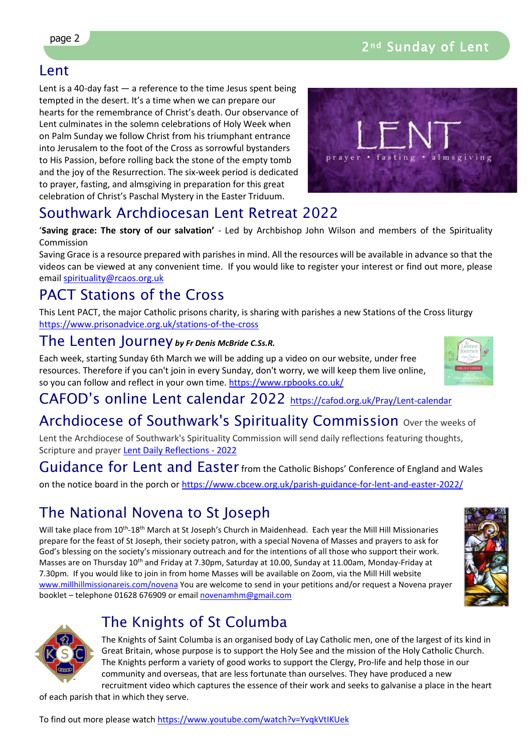# Lent

Lent is a 40-day fast — a reference to the time Jesus spent being tempted in the desert. It's a time when we can prepare our hearts for the remembrance of Christ's death. Our observance of Lent culminates in the solemn celebrations of Holy Week when on Palm Sunday we follow Christ from his triumphant entrance into Jerusalem to the foot of the Cross as sorrowful bystanders to His Passion, before rolling back the stone of the empty tomb and the joy of the Resurrection. The six-week period is dedicated to prayer, fasting, and almsgiving in preparation for this great celebration of Christ's Paschal Mystery in the Easter Triduum.

# Southwark Archdiocesan Lent Retreat 2022

'**Saving grace: The story of our salvation'** - Led by Archbishop John Wilson and members of the Spirituality Commission

Saving Grace is a resource prepared with parishes in mind. All the resources will be available in advance so that the videos can be viewed at any convenient time. If you would like to register your interest or find out more, please email spirituality@rcaos.org.uk

# PACT Stations of the Cross

This Lent PACT, the major Catholic prisons charity, is sharing with parishes a new Stations of the Cross liturgy https://www.prisonadvice.org.uk/stations-of-the-cross

# The Lenten Journey *by Fr Denis McBride C.Ss.R.*

Each week, starting Sunday 6th March we will be adding up a video on our website, under free resources. Therefore if you can't join in every Sunday, don't worry, we will keep them live online, so you can follow and reflect in your own time. https://www.rpbooks.co.uk/

# CAFOD's online Lent calendar 2022 https://cafod.org.uk/Pray/Lent-calendar

# Archdiocese of Southwark's Spirituality Commission

Over the weeks of Lent the Archdiocese of Southwark's Spirituality Commission will send daily reflections featuring thoughts, Scripture and prayer Lent Daily Reflections - 2022

# Guidance for Lent and Easter

from the Catholic Bishops' Conference of England and Wales on the notice board in the porch or https://www.cbcew.org.uk/parish-guidance-for-lent-and-easter-2022/

# The National Novena to St Joseph

Will take place from 10th-18th March at St Joseph's Church in Maidenhead. Each year the Mill Hill Missionaries prepare for the feast of St Joseph, their society patron, with a special Novena of Masses and prayers to ask for God's blessing on the society's missionary outreach and for the intentions of all those who support their work. Masses are on Thursday 10th and Friday at 7.30pm, Saturday at 10.00, Sunday at 11.00am, Monday-Friday at 7.30pm. If you would like to join in from home Masses will be available on Zoom, via the Mill Hill website www.millhillmissionareis.com/novena You are welcome to send in your petitions and/or request a Novena prayer booklet – telephone 01628 676909 or email novenamhm@gmail.com

# The Knights of St Columba

The Knights of Saint Columba is an organised body of Lay Catholic men, one of the largest of its kind in Great Britain, whose purpose is to support the Holy See and the mission of the Holy Catholic Church. The Knights perform a variety of good works to support the Clergy, Pro-life and help those in our community and overseas, that are less fortunate than ourselves. They have produced a new recruitment video which captures the essence of their work and seeks to galvanise a place in the heart of each parish that in which they serve.

To find out more please watch https://www.youtube.com/watch?v=YvqkVtIKUek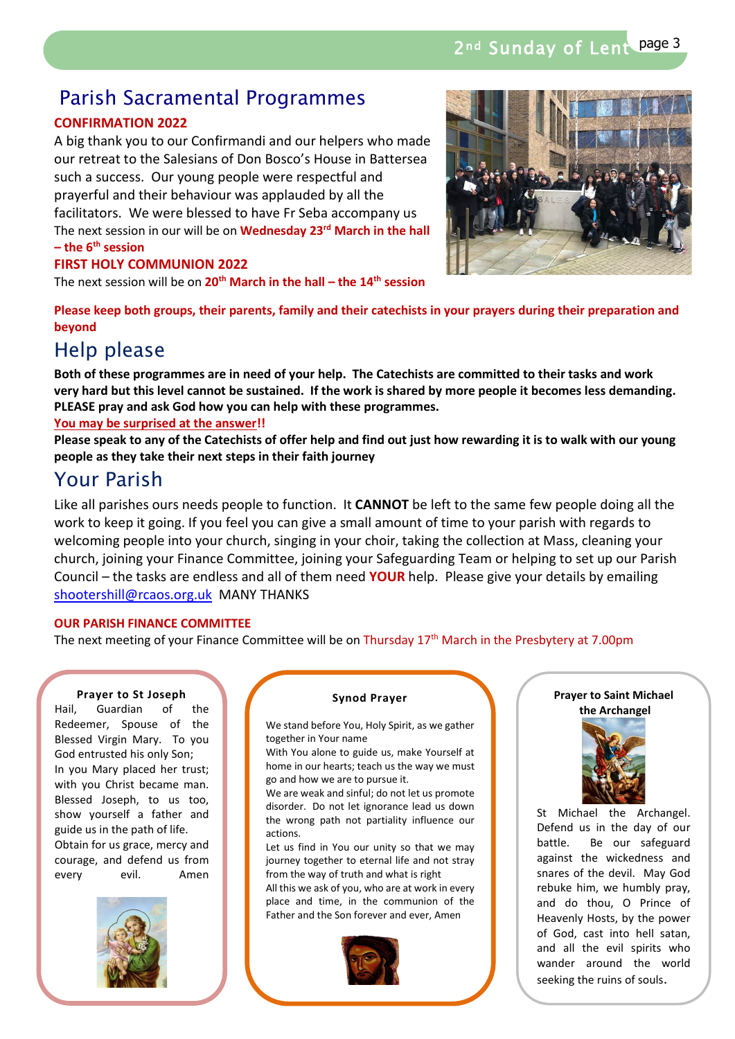## Parish Sacramental Programmes

**CONFIRMATION 2022**

A big thank you to our Confirmandi and our helpers who made our retreat to the Salesians of Don Bosco's House in Battersea such a success. Our young people were respectful and prayerful and their behaviour was applauded by all the facilitators. We were blessed to have Fr Seba accompany us

The next session in our will be on **Wednesday 23rd March in the hall – the 6th session**

**FIRST HOLY COMMUNION 2022**

The next session will be on **20th March in the hall – the 14th session**

**Please keep both groups, their parents, family and their catechists in your prayers during their preparation and beyond**

## Help please

**Both of these programmes are in need of your help. The Catechists are committed to their tasks and work very hard but this level cannot be sustained. If the work is shared by more people it becomes less demanding. PLEASE pray and ask God how you can help with these programmes.**

**You may be surprised at the answer!!**

**Please speak to any of the Catechists of offer help and find out just how rewarding it is to walk with our young people as they take their next steps in their faith journey**

## Your Parish

Like all parishes ours needs people to function. It **CANNOT** be left to the same few people doing all the work to keep it going. If you feel you can give a small amount of time to your parish with regards to welcoming people into your church, singing in your choir, taking the collection at Mass, cleaning your church, joining your Finance Committee, joining your Safeguarding Team or helping to set up our Parish Council – the tasks are endless and all of them need **YOUR** help. Please give your details by emailing shootershill@rcaos.org.uk MANY THANKS

**OUR PARISH FINANCE COMMITTEE**

The next meeting of your Finance Committee will be on Thursday 17th March in the Presbytery at 7.00pm

**Prayer to St Joseph**

Hail, Guardian of the Redeemer, Spouse of the Blessed Virgin Mary. To you God entrusted his only Son; In you Mary placed her trust; with you Christ became man. Blessed Joseph, to us too, show yourself a father and guide us in the path of life. Obtain for us grace, mercy and courage, and defend us from every evil. Amen

**Synod Prayer**

We stand before You, Holy Spirit, as we gather together in Your name

With You alone to guide us, make Yourself at home in our hearts; teach us the way we must go and how we are to pursue it.

We are weak and sinful; do not let us promote disorder. Do not let ignorance lead us down the wrong path not partiality influence our actions.

Let us find in You our unity so that we may journey together to eternal life and not stray from the way of truth and what is right

All this we ask of you, who are at work in every place and time, in the communion of the Father and the Son forever and ever, Amen

**Prayer to Saint Michael the Archangel**

St Michael the Archangel. Defend us in the day of our battle. Be our safeguard against the wickedness and snares of the devil. May God rebuke him, we humbly pray, and do thou, O Prince of Heavenly Hosts, by the power of God, cast into hell satan, and all the evil spirits who wander around the world seeking the ruins of souls.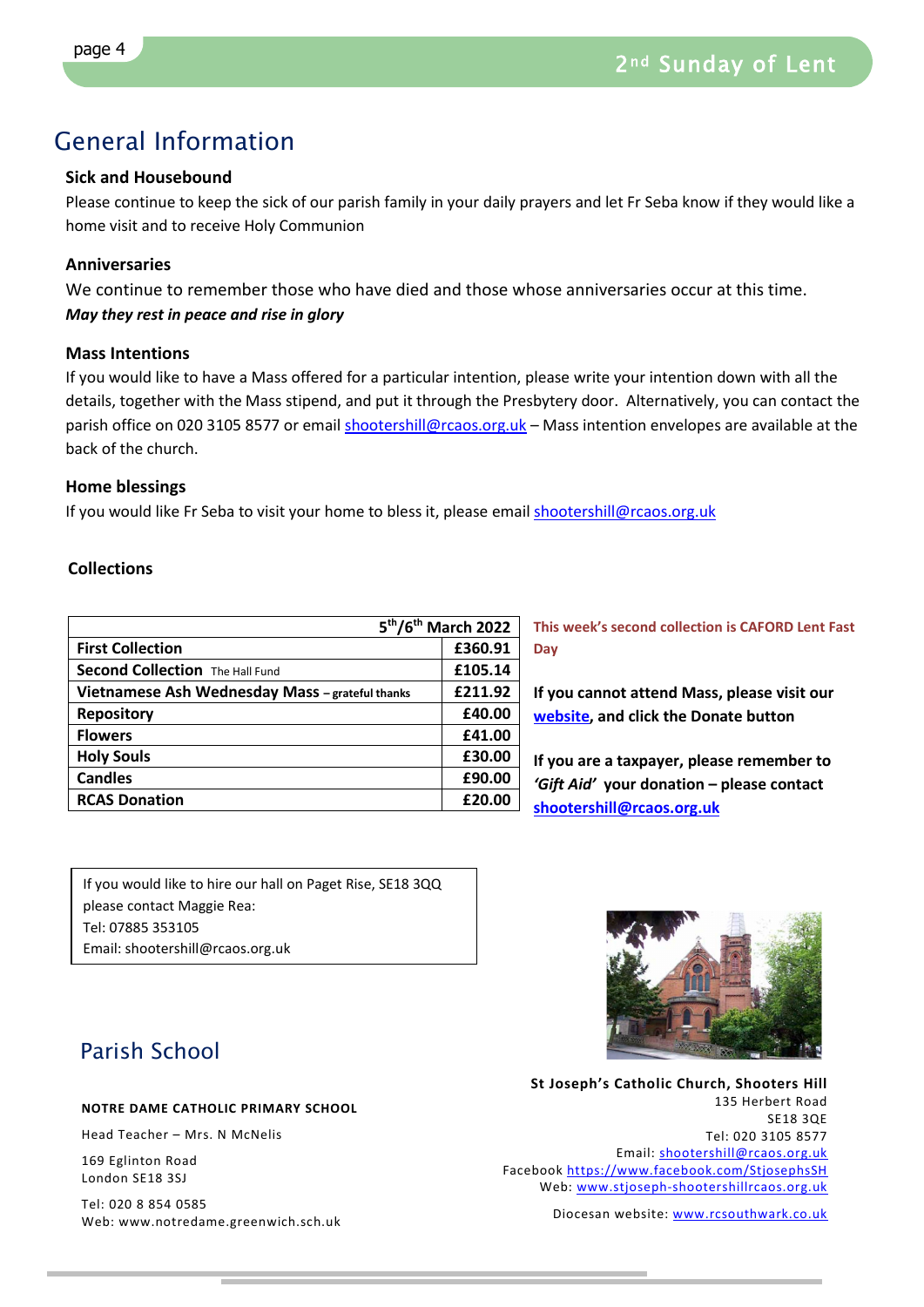# General Information

### Sick and Housebound

Please continue to keep the sick of our parish family in your daily prayers and let Fr Seba know if they would like a home visit and to receive Holy Communion

### Anniversaries

We continue to remember those who have died and those whose anniversaries occur at this time.
***May they rest in peace and rise in glory***

### Mass Intentions

If you would like to have a Mass offered for a particular intention, please write your intention down with all the details, together with the Mass stipend, and put it through the Presbytery door. Alternatively, you can contact the parish office on 020 3105 8577 or email shootershill@rcaos.org.uk – Mass intention envelopes are available at the back of the church.

### Home blessings

If you would like Fr Seba to visit your home to bless it, please email shootershill@rcaos.org.uk

### Collections

| | 5th/6th March 2022 |
|---|---|
| **First Collection** | **£360.91** |
| **Second Collection** The Hall Fund | **£105.14** |
| **Vietnamese Ash Wednesday Mass – grateful thanks** | **£211.92** |
| **Repository** | **£40.00** |
| **Flowers** | **£41.00** |
| **Holy Souls** | **£30.00** |
| **Candles** | **£90.00** |
| **RCAS Donation** | **£20.00** |

**This week's second collection is CAFORD Lent Fast Day**

**If you cannot attend Mass, please visit our website, and click the Donate button**

**If you are a taxpayer, please remember to *'Gift Aid'* your donation – please contact shootershill@rcaos.org.uk**

If you would like to hire our hall on Paget Rise, SE18 3QQ please contact Maggie Rea:
Tel: 07885 353105
Email: shootershill@rcaos.org.uk

# Parish School

**NOTRE DAME CATHOLIC PRIMARY SCHOOL**

Head Teacher – Mrs. N McNelis

169 Eglinton Road
London SE18 3SJ

Tel: 020 8 854 0585
Web: www.notredame.greenwich.sch.uk

**St Joseph's Catholic Church, Shooters Hill**
135 Herbert Road
SE18 3QE
Tel: 020 3105 8577
Email: shootershill@rcaos.org.uk
Facebook https://www.facebook.com/StjosephsSH
Web: www.stjoseph-shootershillrcaos.org.uk

Diocesan website: www.rcsouthwark.co.uk